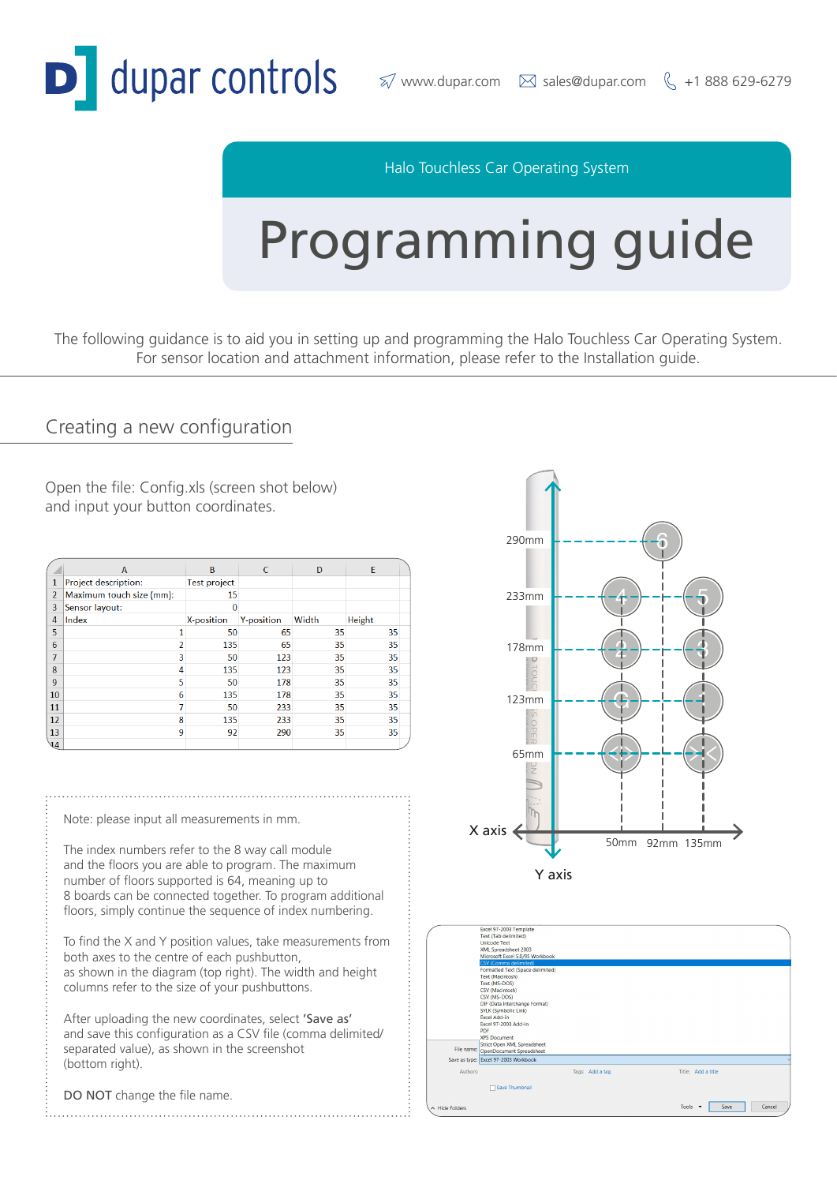# dupar controls

www.dupar.com sales@dupar.com +1 888 629-6279

Halo Touchless Car Operating System

# Programming guide

The following guidance is to aid you in setting up and programming the Halo Touchless Car Operating System. For sensor location and attachment information, please refer to the Installation guide.

## Creating a new configuration

Open the file: Config.xls (screen shot below) and input your button coordinates.

| | A | B | C | D | E |
|---|---|---|---|---|---|
| 1 | Project description: | Test project | | | |
| 2 | Maximum touch size (mm): | 15 | | | |
| 3 | Sensor layout: | 0 | | | |
| 4 | Index | X-position | Y-position | Width | Height |
| 5 | 1 | 50 | 65 | 35 | 35 |
| 6 | 2 | 135 | 65 | 35 | 35 |
| 7 | 3 | 50 | 123 | 35 | 35 |
| 8 | 4 | 135 | 123 | 35 | 35 |
| 9 | 5 | 50 | 178 | 35 | 35 |
| 10 | 6 | 135 | 178 | 35 | 35 |
| 11 | 7 | 50 | 233 | 35 | 35 |
| 12 | 8 | 135 | 233 | 35 | 35 |
| 13 | 9 | 92 | 290 | 35 | 35 |
| 14 | | | | | |

Note: please input all measurements in mm.

The index numbers refer to the 8 way call module and the floors you are able to program. The maximum number of floors supported is 64, meaning up to 8 boards can be connected together. To program additional floors, simply continue the sequence of index numbering.

To find the X and Y position values, take measurements from both axes to the centre of each pushbutton, as shown in the diagram (top right). The width and height columns refer to the size of your pushbuttons.

After uploading the new coordinates, select **'Save as'** and save this configuration as a CSV file (comma delimited/ separated value), as shown in the screenshot (bottom right).

**DO NOT** change the file name.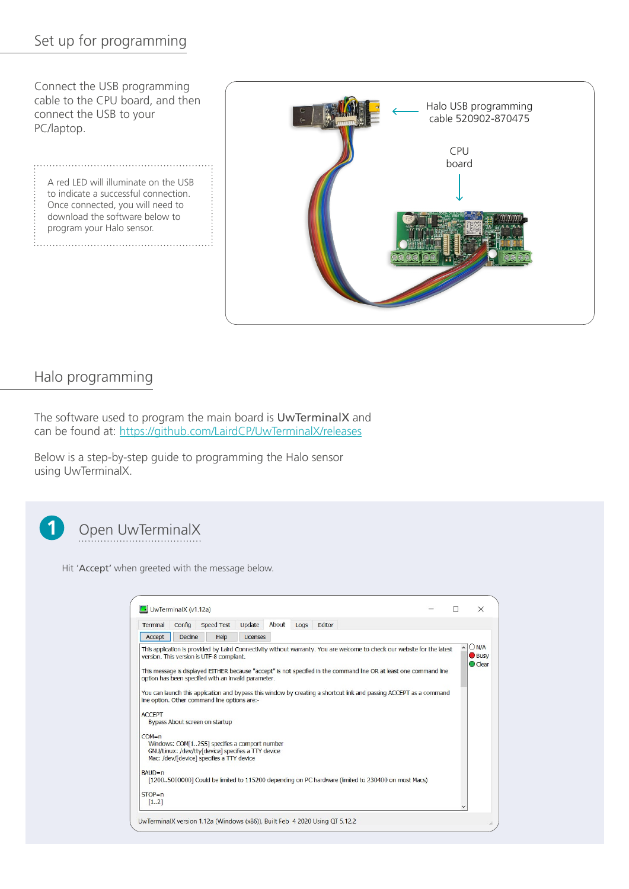## Set up for programming

Connect the USB programming cable to the CPU board, and then connect the USB to your PC/laptop.

A red LED will illuminate on the USB to indicate a successful connection. Once connected, you will need to download the software below to program your Halo sensor.

Halo USB programming cable 520902-870475

CPU board

## Halo programming

The software used to program the main board is **UwTerminalX** and can be found at: [https://github.com/LairdCP/UwTerminalX/releases](https://github.com/LairdCP/UwTerminalX/releases)

Below is a step-by-step guide to programming the Halo sensor using UwTerminalX.

### 1 Open UwTerminalX

Hit '**Accept**' when greeted with the message below.

UwTerminalX (v1.12a)

Terminal | Config | Speed Test | Update | About | Logs | Editor

Accept | Decline | Help | Licenses

This application is provided by Laird Connectivity without warranty. You are welcome to check our website for the latest version. This version is UTF-8 compliant.

This message is displayed EITHER because "accept" is not specified in the command line OR at least one command line option has been specified with an invalid parameter.

You can launch this application and bypass this window by creating a shortcut link and passing ACCEPT as a command line option. Other command line options are:-

ACCEPT
Bypass About screen on startup

COM=n
Windows: COM[1..255] specifies a comport number
GNU/Linux: /dev/tty[device] specifies a TTY device
Mac: /dev/[device] specifies a TTY device

BAUD=n
[1200..5000000] Could be limited to 115200 depending on PC hardware (limited to 230400 on most Macs)

STOP=n
[1..2]

N/A
Busy
Clear

UwTerminalX version 1.12a (Windows (x86)), Built Feb 4 2020 Using QT 5.12.2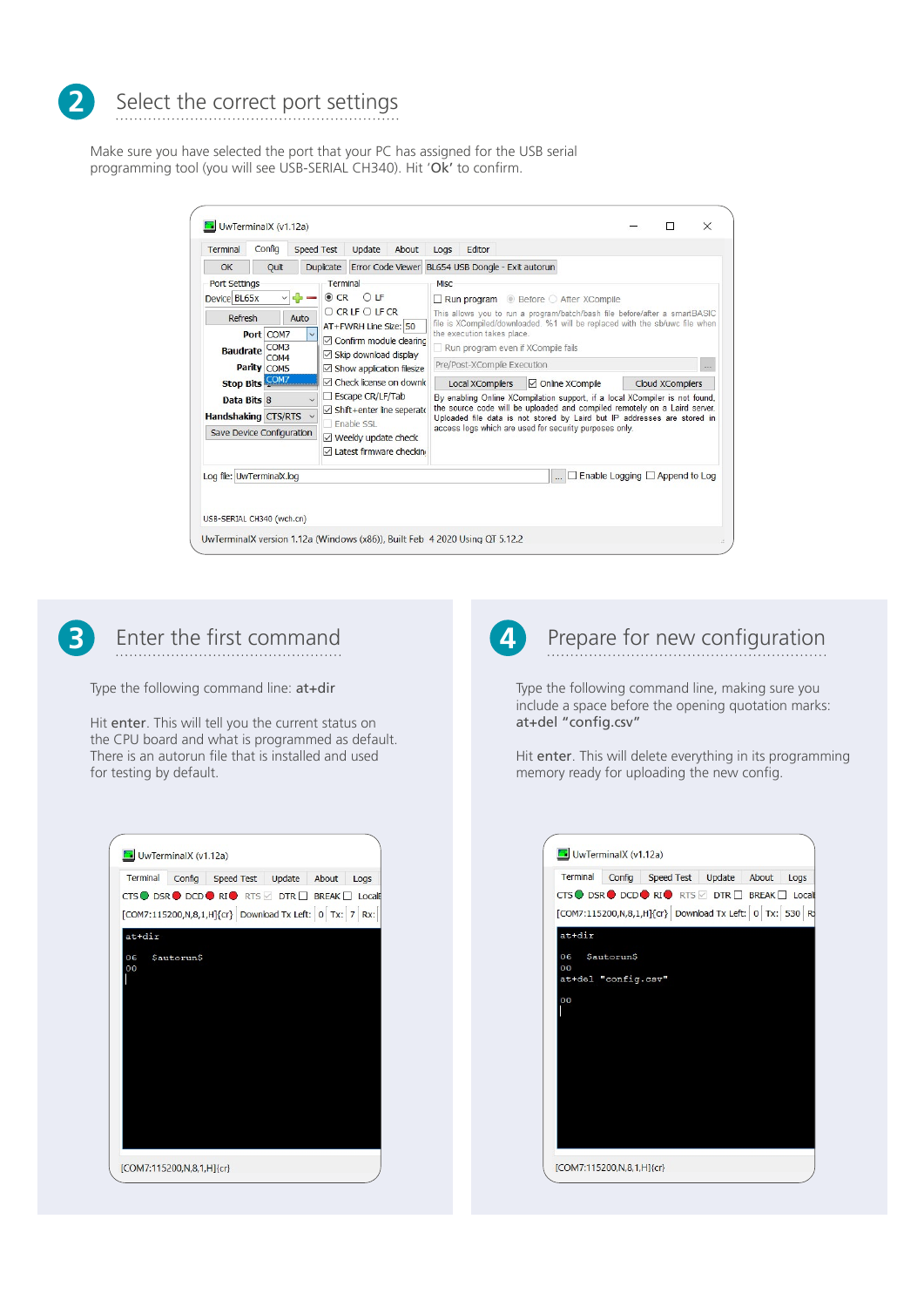## 2 Select the correct port settings

Make sure you have selected the port that your PC has assigned for the USB serial programming tool (you will see USB-SERIAL CH340). Hit **'Ok'** to confirm.

## 3 Enter the first command

Type the following command line: **at+dir**

Hit **enter**. This will tell you the current status on the CPU board and what is programmed as default. There is an autorun file that is installed and used for testing by default.

## 4 Prepare for new configuration

Type the following command line, making sure you include a space before the opening quotation marks: **at+del "config.csv"**

Hit **enter**. This will delete everything in its programming memory ready for uploading the new config.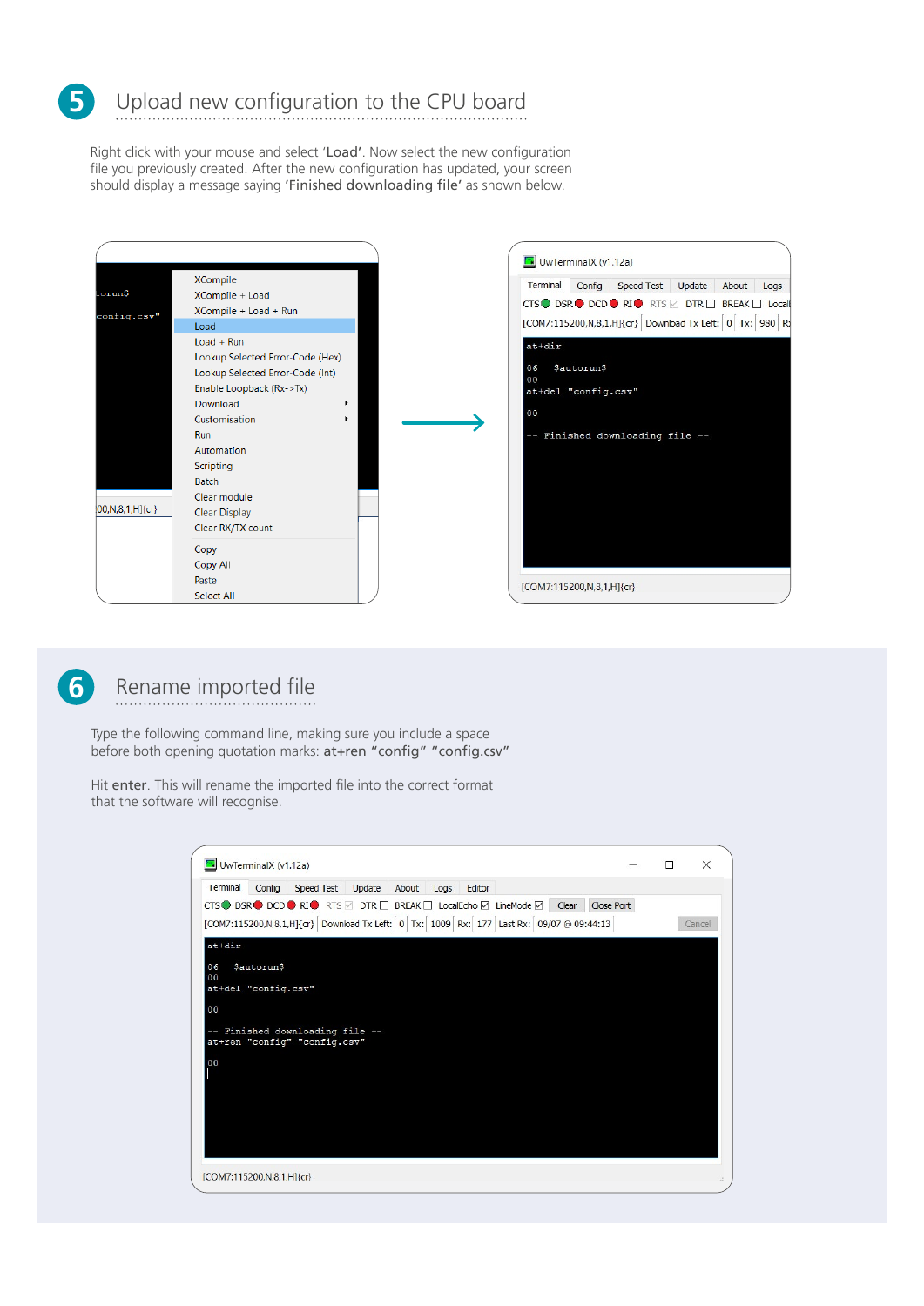## 5 Upload new configuration to the CPU board

Right click with your mouse and select '**Load**'. Now select the new configuration file you previously created. After the new configuration has updated, your screen should display a message saying '**Finished downloading file**' as shown below.

## 6 Rename imported file

Type the following command line, making sure you include a space before both opening quotation marks: **at+ren "config" "config.csv"**

Hit **enter**. This will rename the imported file into the correct format that the software will recognise.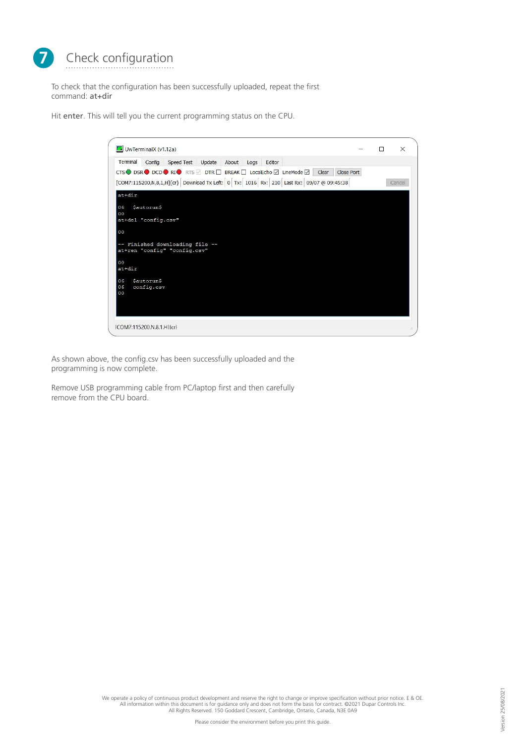# 7 Check configuration

To check that the configuration has been successfully uploaded, repeat the first command: **at+dir**

Hit **enter**. This will tell you the current programming status on the CPU.

```
UwTerminalX (v1.12a)
Terminal  Config  Speed Test  Update  About  Logs  Editor
CTS  DSR  DCD  RI  RTS  DTR  BREAK  LocalEcho  LineMode  Clear  Close Port
[COM7:115200,N,8,1,H]{cr}  Download Tx Left: 0  Tx: 1016  Rx: 210  Last Rx: 09/07 @ 09:45:38  Cancel

at+dir

06   $autorun$
00
at+del "config.csv"

00

-- Finished downloading file --
at+ren "config" "config.csv"

00
at+dir

06   $autorun$
06   config.csv
00

[COM7:115200,N,8,1,H]{cr}
```

As shown above, the config.csv has been successfully uploaded and the programming is now complete.

Remove USB programming cable from PC/laptop first and then carefully remove from the CPU board.

We operate a policy of continuous product development and reserve the right to change or improve specification without prior notice. E & OE.
All information within this document is for guidance only and does not form the basis for contract. ©2021 Dupar Controls Inc.
All Rights Reserved. 150 Goddard Crescent, Cambridge, Ontario, Canada, N3E 0A9

Please consider the environment before you print this guide.

Version 25/08/2021